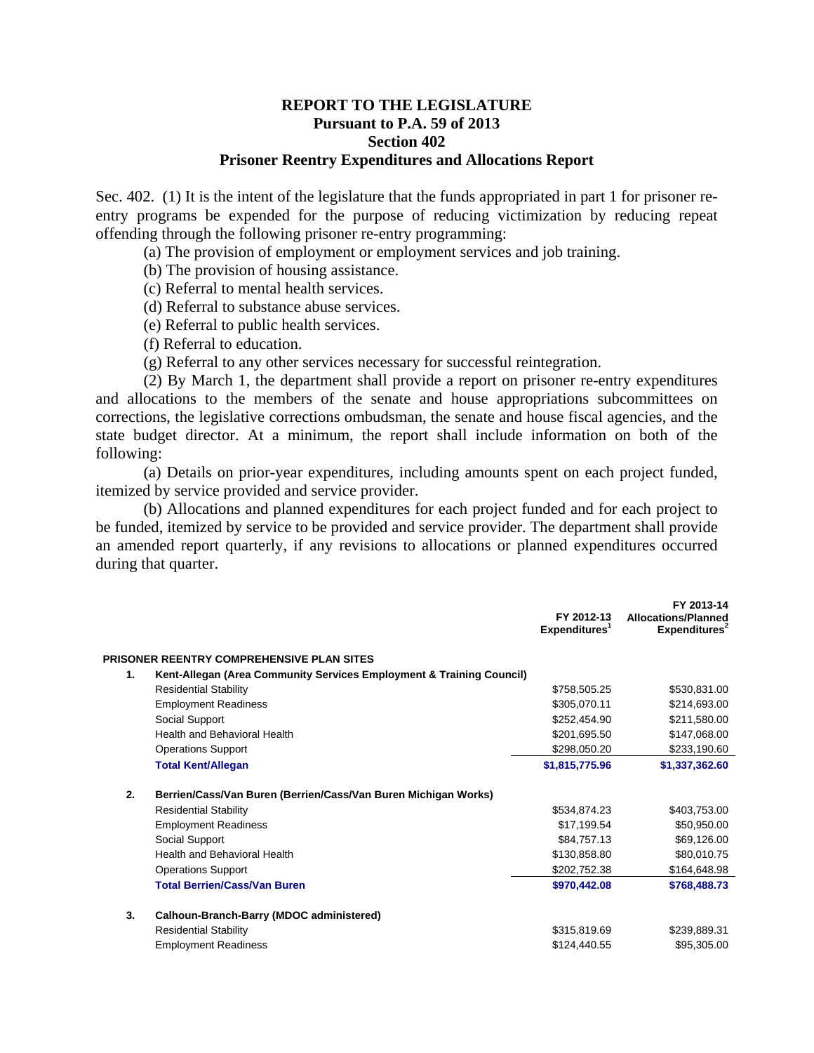## REPORT TO THE LEGISLATURE
## Pursuant to P.A. 59 of 2013
## Section 402
## Prisoner Reentry Expenditures and Allocations Report

Sec. 402. (1) It is the intent of the legislature that the funds appropriated in part 1 for prisoner re-entry programs be expended for the purpose of reducing victimization by reducing repeat offending through the following prisoner re-entry programming:

(a) The provision of employment or employment services and job training.

(b) The provision of housing assistance.

(c) Referral to mental health services.

(d) Referral to substance abuse services.

(e) Referral to public health services.

(f) Referral to education.

(g) Referral to any other services necessary for successful reintegration.

(2) By March 1, the department shall provide a report on prisoner re-entry expenditures and allocations to the members of the senate and house appropriations subcommittees on corrections, the legislative corrections ombudsman, the senate and house fiscal agencies, and the state budget director. At a minimum, the report shall include information on both of the following:

(a) Details on prior-year expenditures, including amounts spent on each project funded, itemized by service provided and service provider.

(b) Allocations and planned expenditures for each project funded and for each project to be funded, itemized by service to be provided and service provider. The department shall provide an amended report quarterly, if any revisions to allocations or planned expenditures occurred during that quarter.

| | | FY 2012-13 Expenditures[1] | FY 2013-14 Allocations/Planned Expenditures[2] |
|---|---|---|---|
| **PRISONER REENTRY COMPREHENSIVE PLAN SITES** | | | |
| **1.** | **Kent-Allegan (Area Community Services Employment & Training Council)** | | |
| | Residential Stability | $758,505.25 | $530,831.00 |
| | Employment Readiness | $305,070.11 | $214,693.00 |
| | Social Support | $252,454.90 | $211,580.00 |
| | Health and Behavioral Health | $201,695.50 | $147,068.00 |
| | Operations Support | $298,050.20 | $233,190.60 |
| | **Total Kent/Allegan** | **$1,815,775.96** | **$1,337,362.60** |
| **2.** | **Berrien/Cass/Van Buren (Berrien/Cass/Van Buren Michigan Works)** | | |
| | Residential Stability | $534,874.23 | $403,753.00 |
| | Employment Readiness | $17,199.54 | $50,950.00 |
| | Social Support | $84,757.13 | $69,126.00 |
| | Health and Behavioral Health | $130,858.80 | $80,010.75 |
| | Operations Support | $202,752.38 | $164,648.98 |
| | **Total Berrien/Cass/Van Buren** | **$970,442.08** | **$768,488.73** |
| **3.** | **Calhoun-Branch-Barry (MDOC administered)** | | |
| | Residential Stability | $315,819.69 | $239,889.31 |
| | Employment Readiness | $124,440.55 | $95,305.00 |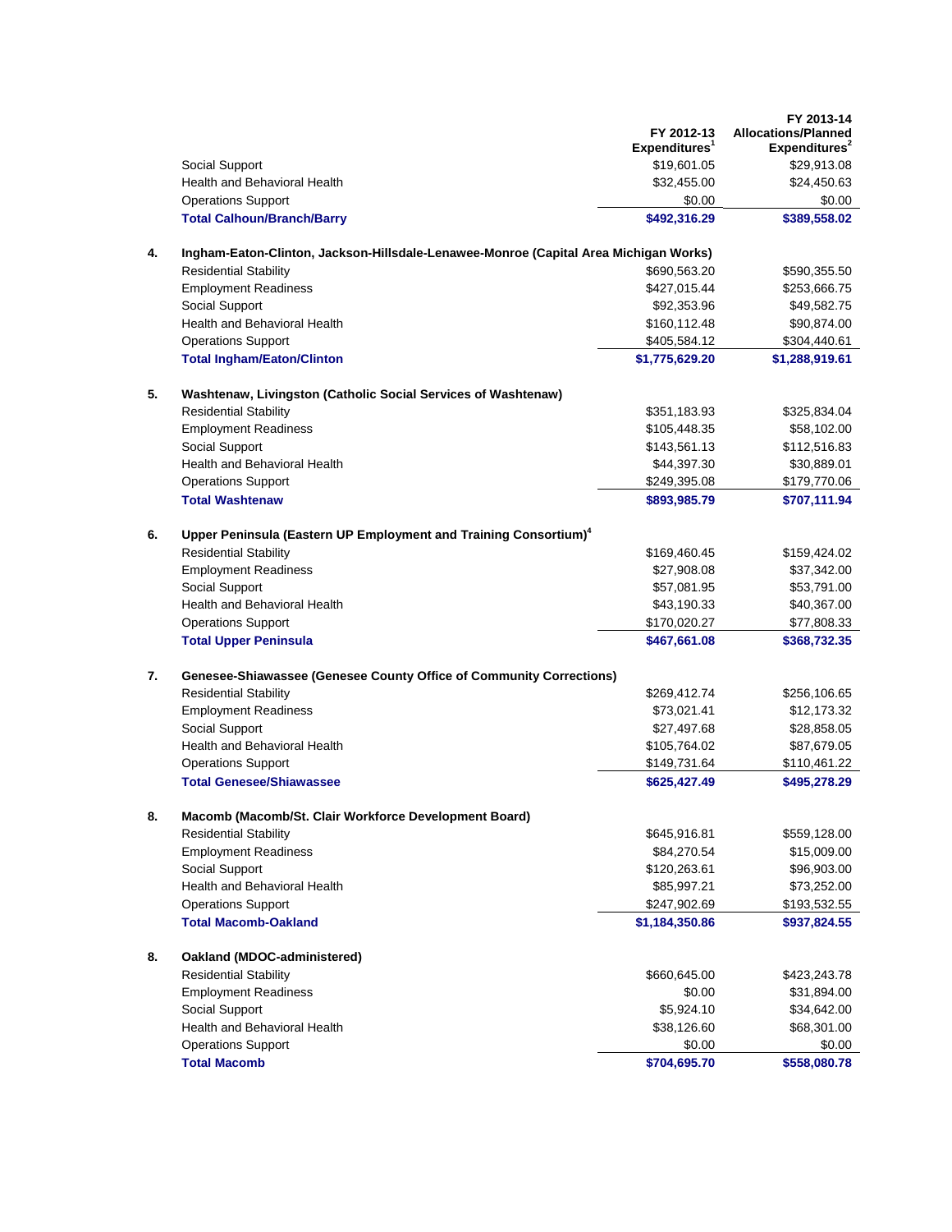| | | FY 2012-13 Expenditures[1] | FY 2013-14 Allocations/Planned Expenditures[2] |
|---|---|---|---|
| | Social Support | $19,601.05 | $29,913.08 |
| | Health and Behavioral Health | $32,455.00 | $24,450.63 |
| | Operations Support | $0.00 | $0.00 |
| | **Total Calhoun/Branch/Barry** | **$492,316.29** | **$389,558.02** |
| **4.** | **Ingham-Eaton-Clinton, Jackson-Hillsdale-Lenawee-Monroe (Capital Area Michigan Works)** | | |
| | Residential Stability | $690,563.20 | $590,355.50 |
| | Employment Readiness | $427,015.44 | $253,666.75 |
| | Social Support | $92,353.96 | $49,582.75 |
| | Health and Behavioral Health | $160,112.48 | $90,874.00 |
| | Operations Support | $405,584.12 | $304,440.61 |
| | **Total Ingham/Eaton/Clinton** | **$1,775,629.20** | **$1,288,919.61** |
| **5.** | **Washtenaw, Livingston (Catholic Social Services of Washtenaw)** | | |
| | Residential Stability | $351,183.93 | $325,834.04 |
| | Employment Readiness | $105,448.35 | $58,102.00 |
| | Social Support | $143,561.13 | $112,516.83 |
| | Health and Behavioral Health | $44,397.30 | $30,889.01 |
| | Operations Support | $249,395.08 | $179,770.06 |
| | **Total Washtenaw** | **$893,985.79** | **$707,111.94** |
| **6.** | **Upper Peninsula (Eastern UP Employment and Training Consortium)[4]** | | |
| | Residential Stability | $169,460.45 | $159,424.02 |
| | Employment Readiness | $27,908.08 | $37,342.00 |
| | Social Support | $57,081.95 | $53,791.00 |
| | Health and Behavioral Health | $43,190.33 | $40,367.00 |
| | Operations Support | $170,020.27 | $77,808.33 |
| | **Total Upper Peninsula** | **$467,661.08** | **$368,732.35** |
| **7.** | **Genesee-Shiawassee (Genesee County Office of Community Corrections)** | | |
| | Residential Stability | $269,412.74 | $256,106.65 |
| | Employment Readiness | $73,021.41 | $12,173.32 |
| | Social Support | $27,497.68 | $28,858.05 |
| | Health and Behavioral Health | $105,764.02 | $87,679.05 |
| | Operations Support | $149,731.64 | $110,461.22 |
| | **Total Genesee/Shiawassee** | **$625,427.49** | **$495,278.29** |
| **8.** | **Macomb (Macomb/St. Clair Workforce Development Board)** | | |
| | Residential Stability | $645,916.81 | $559,128.00 |
| | Employment Readiness | $84,270.54 | $15,009.00 |
| | Social Support | $120,263.61 | $96,903.00 |
| | Health and Behavioral Health | $85,997.21 | $73,252.00 |
| | Operations Support | $247,902.69 | $193,532.55 |
| | **Total Macomb-Oakland** | **$1,184,350.86** | **$937,824.55** |
| **8.** | **Oakland (MDOC-administered)** | | |
| | Residential Stability | $660,645.00 | $423,243.78 |
| | Employment Readiness | $0.00 | $31,894.00 |
| | Social Support | $5,924.10 | $34,642.00 |
| | Health and Behavioral Health | $38,126.60 | $68,301.00 |
| | Operations Support | $0.00 | $0.00 |
| | **Total Macomb** | **$704,695.70** | **$558,080.78** |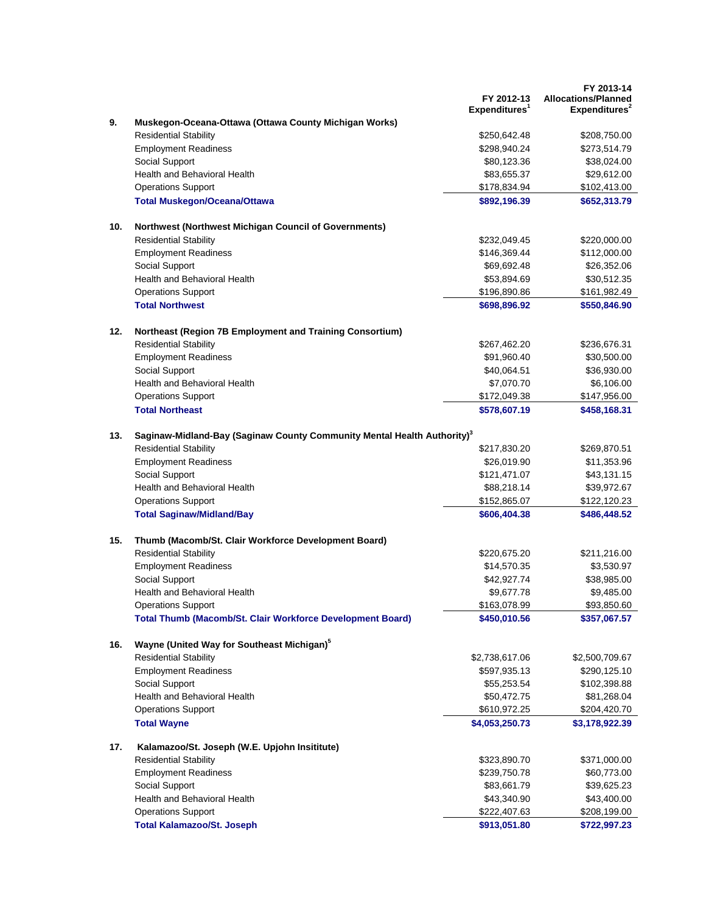| | | FY 2012-13 Expenditures[1] | FY 2013-14 Allocations/Planned Expenditures[2] |
|---|---|---|---|
| **9.** | **Muskegon-Oceana-Ottawa (Ottawa County Michigan Works)** | | |
| | Residential Stability | $250,642.48 | $208,750.00 |
| | Employment Readiness | $298,940.24 | $273,514.79 |
| | Social Support | $80,123.36 | $38,024.00 |
| | Health and Behavioral Health | $83,655.37 | $29,612.00 |
| | Operations Support | $178,834.94 | $102,413.00 |
| | **Total Muskegon/Oceana/Ottawa** | **$892,196.39** | **$652,313.79** |
| **10.** | **Northwest (Northwest Michigan Council of Governments)** | | |
| | Residential Stability | $232,049.45 | $220,000.00 |
| | Employment Readiness | $146,369.44 | $112,000.00 |
| | Social Support | $69,692.48 | $26,352.06 |
| | Health and Behavioral Health | $53,894.69 | $30,512.35 |
| | Operations Support | $196,890.86 | $161,982.49 |
| | **Total Northwest** | **$698,896.92** | **$550,846.90** |
| **12.** | **Northeast (Region 7B Employment and Training Consortium)** | | |
| | Residential Stability | $267,462.20 | $236,676.31 |
| | Employment Readiness | $91,960.40 | $30,500.00 |
| | Social Support | $40,064.51 | $36,930.00 |
| | Health and Behavioral Health | $7,070.70 | $6,106.00 |
| | Operations Support | $172,049.38 | $147,956.00 |
| | **Total Northeast** | **$578,607.19** | **$458,168.31** |
| **13.** | **Saginaw-Midland-Bay (Saginaw County Community Mental Health Authority)[3]** | | |
| | Residential Stability | $217,830.20 | $269,870.51 |
| | Employment Readiness | $26,019.90 | $11,353.96 |
| | Social Support | $121,471.07 | $43,131.15 |
| | Health and Behavioral Health | $88,218.14 | $39,972.67 |
| | Operations Support | $152,865.07 | $122,120.23 |
| | **Total Saginaw/Midland/Bay** | **$606,404.38** | **$486,448.52** |
| **15.** | **Thumb (Macomb/St. Clair Workforce Development Board)** | | |
| | Residential Stability | $220,675.20 | $211,216.00 |
| | Employment Readiness | $14,570.35 | $3,530.97 |
| | Social Support | $42,927.74 | $38,985.00 |
| | Health and Behavioral Health | $9,677.78 | $9,485.00 |
| | Operations Support | $163,078.99 | $93,850.60 |
| | **Total Thumb (Macomb/St. Clair Workforce Development Board)** | **$450,010.56** | **$357,067.57** |
| **16.** | **Wayne (United Way for Southeast Michigan)[5]** | | |
| | Residential Stability | $2,738,617.06 | $2,500,709.67 |
| | Employment Readiness | $597,935.13 | $290,125.10 |
| | Social Support | $55,253.54 | $102,398.88 |
| | Health and Behavioral Health | $50,472.75 | $81,268.04 |
| | Operations Support | $610,972.25 | $204,420.70 |
| | **Total Wayne** | **$4,053,250.73** | **$3,178,922.39** |
| **17.** | **Kalamazoo/St. Joseph (W.E. Upjohn Insititute)** | | |
| | Residential Stability | $323,890.70 | $371,000.00 |
| | Employment Readiness | $239,750.78 | $60,773.00 |
| | Social Support | $83,661.79 | $39,625.23 |
| | Health and Behavioral Health | $43,340.90 | $43,400.00 |
| | Operations Support | $222,407.63 | $208,199.00 |
| | **Total Kalamazoo/St. Joseph** | **$913,051.80** | **$722,997.23** |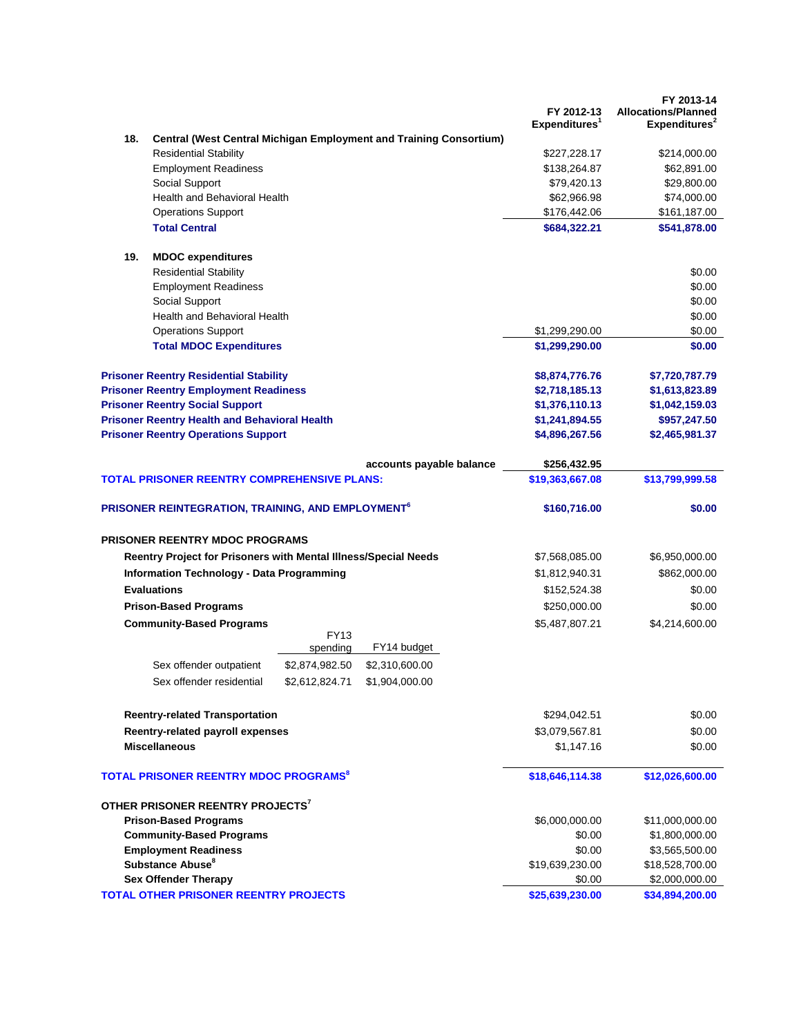| | FY 2012-13 Expenditures[1] | FY 2013-14 Allocations/Planned Expenditures[2] |
|---|---|---|
| **18. Central (West Central Michigan Employment and Training Consortium)** | | |
| Residential Stability | $227,228.17 | $214,000.00 |
| Employment Readiness | $138,264.87 | $62,891.00 |
| Social Support | $79,420.13 | $29,800.00 |
| Health and Behavioral Health | $62,966.98 | $74,000.00 |
| Operations Support | $176,442.06 | $161,187.00 |
| **Total Central** | **$684,322.21** | **$541,878.00** |
| | | |
| **19. MDOC expenditures** | | |
| Residential Stability | | $0.00 |
| Employment Readiness | | $0.00 |
| Social Support | | $0.00 |
| Health and Behavioral Health | | $0.00 |
| Operations Support | $1,299,290.00 | $0.00 |
| **Total MDOC Expenditures** | **$1,299,290.00** | **$0.00** |
| | | |
| **Prisoner Reentry Residential Stability** | **$8,874,776.76** | **$7,720,787.79** |
| **Prisoner Reentry Employment Readiness** | **$2,718,185.13** | **$1,613,823.89** |
| **Prisoner Reentry Social Support** | **$1,376,110.13** | **$1,042,159.03** |
| **Prisoner Reentry Health and Behavioral Health** | **$1,241,894.55** | **$957,247.50** |
| **Prisoner Reentry Operations Support** | **$4,896,267.56** | **$2,465,981.37** |
| | | |
| **accounts payable balance** | **$256,432.95** | |
| **TOTAL PRISONER REENTRY COMPREHENSIVE PLANS:** | **$19,363,667.08** | **$13,799,999.58** |
| | | |
| **PRISONER REINTEGRATION, TRAINING, AND EMPLOYMENT[6]** | **$160,716.00** | **$0.00** |
| | | |
| **PRISONER REENTRY MDOC PROGRAMS** | | |
| **Reentry Project for Prisoners with Mental Illness/Special Needs** | $7,568,085.00 | $6,950,000.00 |
| **Information Technology - Data Programming** | $1,812,940.31 | $862,000.00 |
| **Evaluations** | $152,524.38 | $0.00 |
| **Prison-Based Programs** | $250,000.00 | $0.00 |
| **Community-Based Programs** | $5,487,807.21 | $4,214,600.00 |

| | FY13 spending | FY14 budget |
|---|---|---|
| Sex offender outpatient | $2,874,982.50 | $2,310,600.00 |
| Sex offender residential | $2,612,824.71 | $1,904,000.00 |

| | FY 2012-13 Expenditures[1] | FY 2013-14 Allocations/Planned Expenditures[2] |
|---|---|---|
| **Reentry-related Transportation** | $294,042.51 | $0.00 |
| **Reentry-related payroll expenses** | $3,079,567.81 | $0.00 |
| **Miscellaneous** | $1,147.16 | $0.00 |
| | | |
| **TOTAL PRISONER REENTRY MDOC PROGRAMS[8]** | **$18,646,114.38** | **$12,026,600.00** |
| | | |
| **OTHER PRISONER REENTRY PROJECTS[7]** | | |
| **Prison-Based Programs** | $6,000,000.00 | $11,000,000.00 |
| **Community-Based Programs** | $0.00 | $1,800,000.00 |
| **Employment Readiness** | $0.00 | $3,565,500.00 |
| **Substance Abuse[8]** | $19,639,230.00 | $18,528,700.00 |
| **Sex Offender Therapy** | $0.00 | $2,000,000.00 |
| **TOTAL OTHER PRISONER REENTRY PROJECTS** | **$25,639,230.00** | **$34,894,200.00** |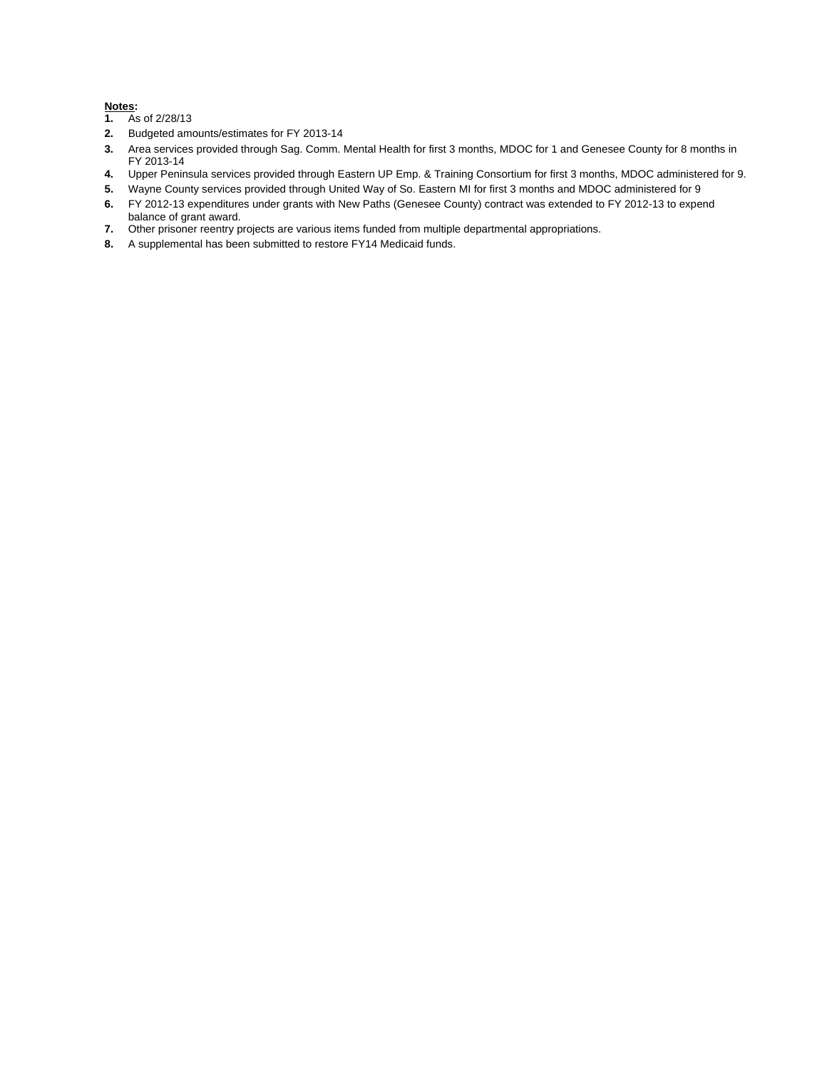**<u>Notes</u>:**

1. As of 2/28/13
2. Budgeted amounts/estimates for FY 2013-14
3. Area services provided through Sag. Comm. Mental Health for first 3 months, MDOC for 1 and Genesee County for 8 months in FY 2013-14
4. Upper Peninsula services provided through Eastern UP Emp. & Training Consortium for first 3 months, MDOC administered for 9.
5. Wayne County services provided through United Way of So. Eastern MI for first 3 months and MDOC administered for 9
6. FY 2012-13 expenditures under grants with New Paths (Genesee County) contract was extended to FY 2012-13 to expend balance of grant award.
7. Other prisoner reentry projects are various items funded from multiple departmental appropriations.
8. A supplemental has been submitted to restore FY14 Medicaid funds.